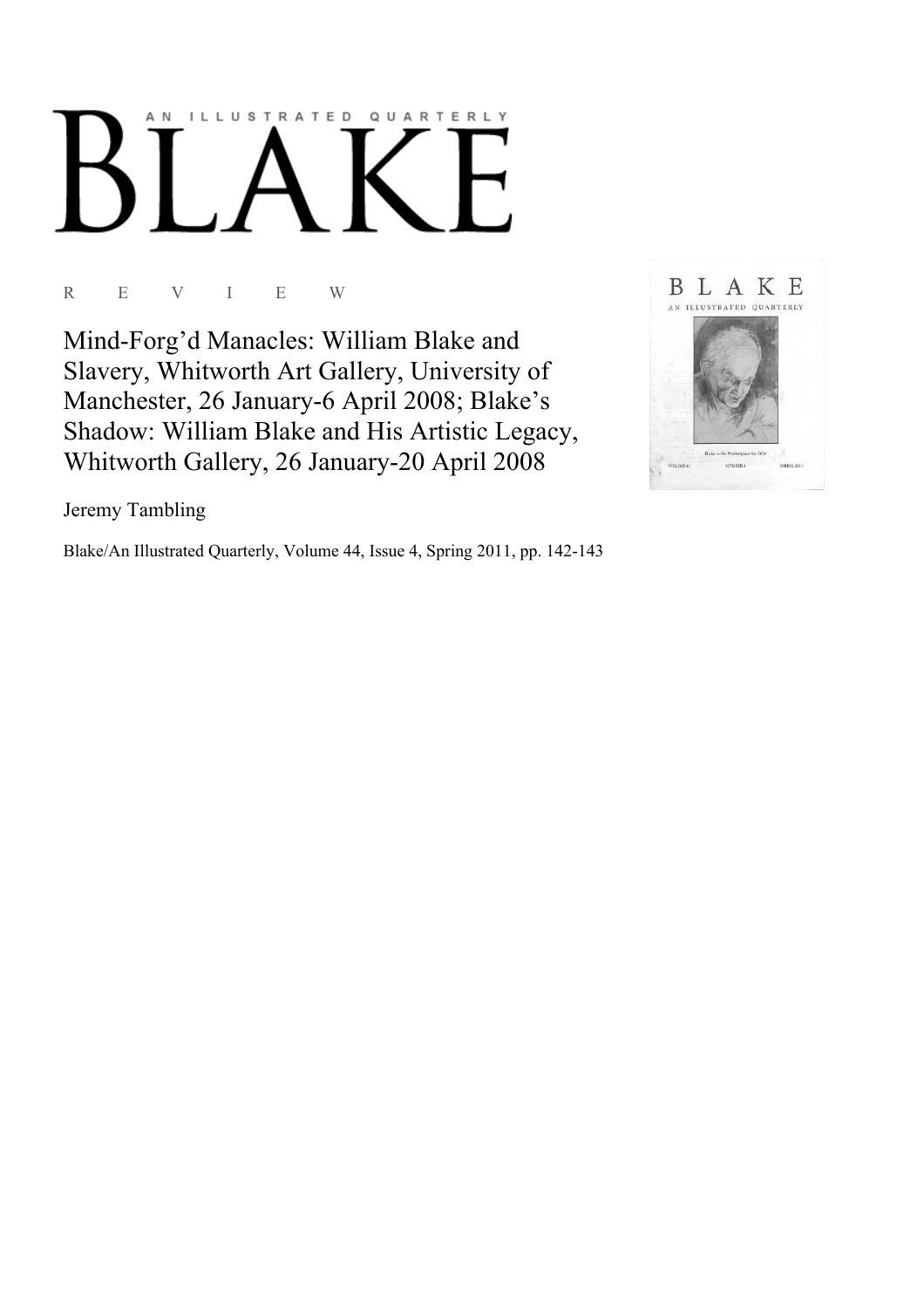AN ILLUSTRATED QUARTERLY

# BLAKE

R E V I E W

## Mind-Forg'd Manacles: William Blake and Slavery, Whitworth Art Gallery, University of Manchester, 26 January-6 April 2008; Blake's Shadow: William Blake and His Artistic Legacy, Whitworth Gallery, 26 January-20 April 2008

Jeremy Tambling

Blake/An Illustrated Quarterly, Volume 44, Issue 4, Spring 2011, pp. 142-143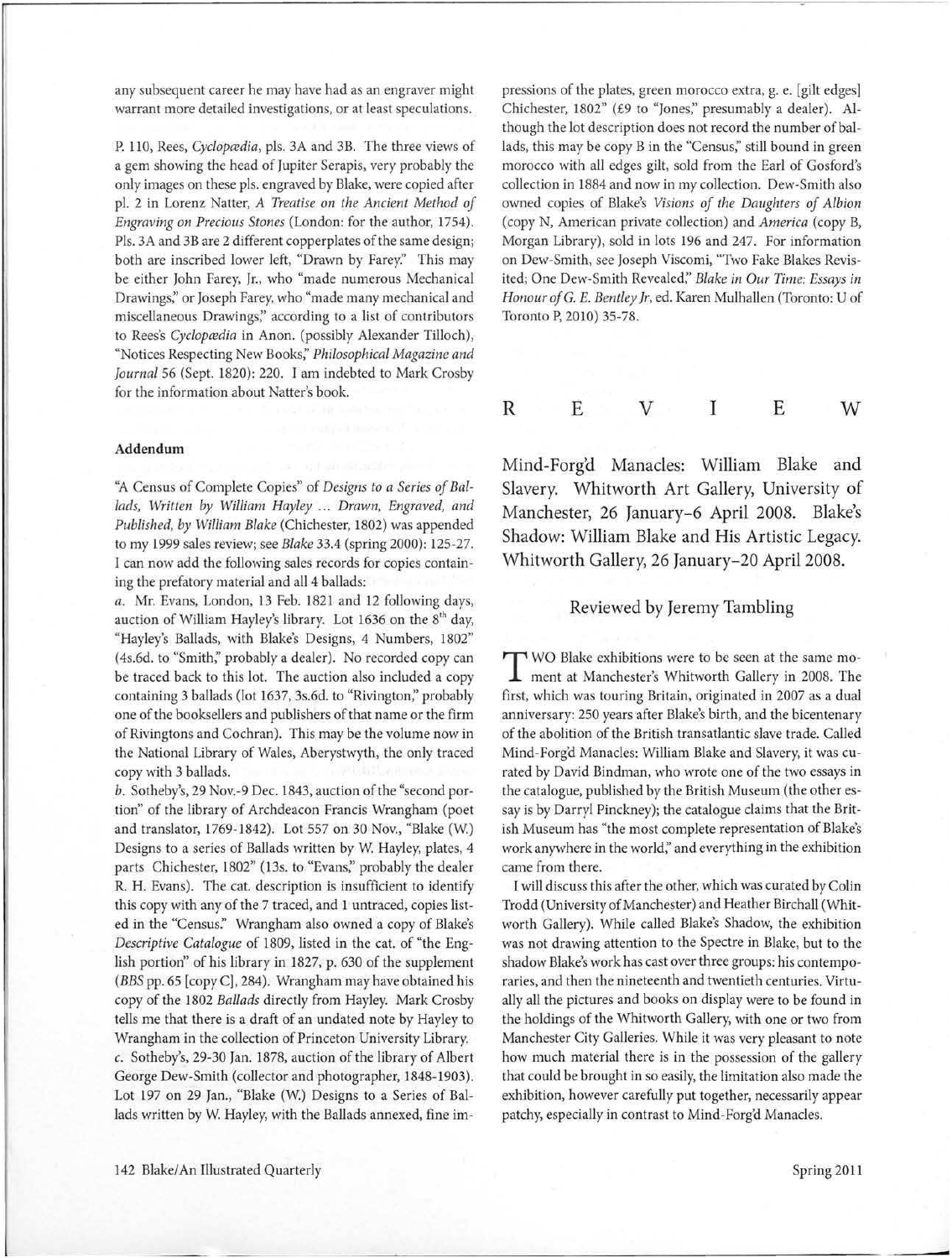any subsequent career he may have had as an engraver might warrant more detailed investigations, or at least speculations.

P. 110, Rees, *Cyclopædia*, pls. 3A and 3B. The three views of a gem showing the head of Jupiter Serapis, very probably the only images on these pls. engraved by Blake, were copied after pl. 2 in Lorenz Natter, *A Treatise on the Ancient Method of Engraving on Precious Stones* (London: for the author, 1754). Pls. 3A and 3B are 2 different copperplates of the same design; both are inscribed lower left, "Drawn by Farey." This may be either John Farey, Jr., who "made numerous Mechanical Drawings," or Joseph Farey, who "made many mechanical and miscellaneous Drawings," according to a list of contributors to Rees's *Cyclopædia* in Anon. (possibly Alexander Tilloch), "Notices Respecting New Books," *Philosophical Magazine and Journal* 56 (Sept. 1820): 220. I am indebted to Mark Crosby for the information about Natter's book.

#### Addendum

"A Census of Complete Copies" of *Designs to a Series of Ballads, Written by William Hayley ... Drawn, Engraved, and Published, by William Blake* (Chichester, 1802) was appended to my 1999 sales review; see *Blake* 33.4 (spring 2000): 125-27. I can now add the following sales records for copies containing the prefatory material and all 4 ballads:

*a*. Mr. Evans, London, 13 Feb. 1821 and 12 following days, auction of William Hayley's library. Lot 1636 on the 8th day, "Hayley's Ballads, with Blake's Designs, 4 Numbers, 1802" (4s.6d. to "Smith," probably a dealer). No recorded copy can be traced back to this lot. The auction also included a copy containing 3 ballads (lot 1637, 3s.6d. to "Rivington," probably one of the booksellers and publishers of that name or the firm of Rivingtons and Cochran). This may be the volume now in the National Library of Wales, Aberystwyth, the only traced copy with 3 ballads.

*b*. Sotheby's, 29 Nov.-9 Dec. 1843, auction of the "second portion" of the library of Archdeacon Francis Wrangham (poet and translator, 1769-1842). Lot 557 on 30 Nov., "Blake (W.) Designs to a series of Ballads written by W. Hayley, plates, 4 parts Chichester, 1802" (13s. to "Evans," probably the dealer R. H. Evans). The cat. description is insufficient to identify this copy with any of the 7 traced, and 1 untraced, copies listed in the "Census." Wrangham also owned a copy of Blake's *Descriptive Catalogue* of 1809, listed in the cat. of "the English portion" of his library in 1827, p. 630 of the supplement (*BBS* pp. 65 [copy C], 284). Wrangham may have obtained his copy of the 1802 *Ballads* directly from Hayley. Mark Crosby tells me that there is a draft of an undated note by Hayley to Wrangham in the collection of Princeton University Library.

*c*. Sotheby's, 29-30 Jan. 1878, auction of the library of Albert George Dew-Smith (collector and photographer, 1848-1903). Lot 197 on 29 Jan., "Blake (W.) Designs to a Series of Ballads written by W. Hayley, with the Ballads annexed, fine impressions of the plates, green morocco extra, g. e. [gilt edges] Chichester, 1802" (£9 to "Jones," presumably a dealer). Although the lot description does not record the number of ballads, this may be copy B in the "Census," still bound in green morocco with all edges gilt, sold from the Earl of Gosford's collection in 1884 and now in my collection. Dew-Smith also owned copies of Blake's *Visions of the Daughters of Albion* (copy N, American private collection) and *America* (copy B, Morgan Library), sold in lots 196 and 247. For information on Dew-Smith, see Joseph Viscomi, "Two Fake Blakes Revisited; One Dew-Smith Revealed," *Blake in Our Time: Essays in Honour of G. E. Bentley Jr*, ed. Karen Mulhallen (Toronto: U of Toronto P, 2010) 35-78.

# REVIEW

## Mind-Forg'd Manacles: William Blake and Slavery. Whitworth Art Gallery, University of Manchester, 26 January–6 April 2008. Blake's Shadow: William Blake and His Artistic Legacy. Whitworth Gallery, 26 January–20 April 2008.

### Reviewed by Jeremy Tambling

TWO Blake exhibitions were to be seen at the same moment at Manchester's Whitworth Gallery in 2008. The first, which was touring Britain, originated in 2007 as a dual anniversary: 250 years after Blake's birth, and the bicentenary of the abolition of the British transatlantic slave trade. Called Mind-Forg'd Manacles: William Blake and Slavery, it was curated by David Bindman, who wrote one of the two essays in the catalogue, published by the British Museum (the other essay is by Darryl Pinckney); the catalogue claims that the British Museum has "the most complete representation of Blake's work anywhere in the world," and everything in the exhibition came from there.

I will discuss this after the other, which was curated by Colin Trodd (University of Manchester) and Heather Birchall (Whitworth Gallery). While called Blake's Shadow, the exhibition was not drawing attention to the Spectre in Blake, but to the shadow Blake's work has cast over three groups: his contemporaries, and then the nineteenth and twentieth centuries. Virtually all the pictures and books on display were to be found in the holdings of the Whitworth Gallery, with one or two from Manchester City Galleries. While it was very pleasant to note how much material there is in the possession of the gallery that could be brought in so easily, the limitation also made the exhibition, however carefully put together, necessarily appear patchy, especially in contrast to Mind-Forg'd Manacles.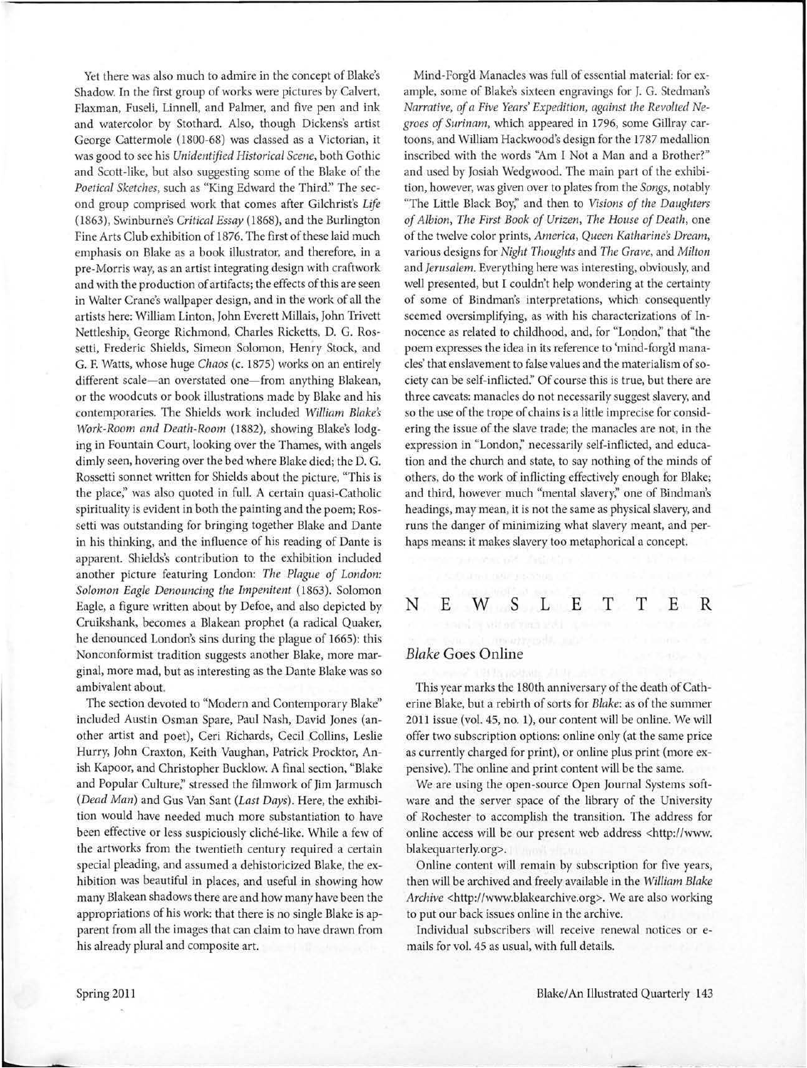Yet there was also much to admire in the concept of Blake's Shadow. In the first group of works were pictures by Calvert, Flaxman, Fuseli, Linnell, and Palmer, and five pen and ink and watercolor by Stothard. Also, though Dickens's artist George Cattermole (1800-68) was classed as a Victorian, it was good to see his *Unidentified Historical Scene*, both Gothic and Scott-like, but also suggesting some of the Blake of the *Poetical Sketches*, such as "King Edward the Third." The second group comprised work that comes after Gilchrist's *Life* (1863), Swinburne's *Critical Essay* (1868), and the Burlington Fine Arts Club exhibition of 1876. The first of these laid much emphasis on Blake as a book illustrator, and therefore, in a pre-Morris way, as an artist integrating design with craftwork and with the production of artifacts; the effects of this are seen in Walter Crane's wallpaper design, and in the work of all the artists here: William Linton, John Everett Millais, John Trivett Nettleship, George Richmond, Charles Ricketts, D. G. Rossetti, Frederic Shields, Simeon Solomon, Henry Stock, and G. F. Watts, whose huge *Chaos* (c. 1875) works on an entirely different scale—an overstated one—from anything Blakean, or the woodcuts or book illustrations made by Blake and his contemporaries. The Shields work included *William Blake's Work-Room and Death-Room* (1882), showing Blake's lodging in Fountain Court, looking over the Thames, with angels dimly seen, hovering over the bed where Blake died; the D. G. Rossetti sonnet written for Shields about the picture, "This is the place," was also quoted in full. A certain quasi-Catholic spirituality is evident in both the painting and the poem; Rossetti was outstanding for bringing together Blake and Dante in his thinking, and the influence of his reading of Dante is apparent. Shields's contribution to the exhibition included another picture featuring London: *The Plague of London: Solomon Eagle Denouncing the Impenitent* (1863). Solomon Eagle, a figure written about by Defoe, and also depicted by Cruikshank, becomes a Blakean prophet (a radical Quaker, he denounced London's sins during the plague of 1665): this Nonconformist tradition suggests another Blake, more marginal, more mad, but as interesting as the Dante Blake was so ambivalent about.

The section devoted to "Modern and Contemporary Blake" included Austin Osman Spare, Paul Nash, David Jones (another artist and poet), Ceri Richards, Cecil Collins, Leslie Hurry, John Craxton, Keith Vaughan, Patrick Prockter, Anish Kapoor, and Christopher Bucklow. A final section, "Blake and Popular Culture," stressed the filmwork of Jim Jarmusch (*Dead Man*) and Gus Van Sant (*Last Days*). Here, the exhibition would have needed much more substantiation to have been effective or less suspiciously cliché-like. While a few of the artworks from the twentieth century required a certain special pleading, and assumed a dehistoricized Blake, the exhibition was beautiful in places, and useful in showing how many Blakean shadows there are and how many have been the appropriations of his work: that there is no single Blake is apparent from all the images that can claim to have drawn from his already plural and composite art.

Mind-Forg'd Manacles was full of essential material: for example, some of Blake's sixteen engravings for J. G. Stedman's *Narrative, of a Five Years' Expedition, against the Revolted Negroes of Surinam*, which appeared in 1796, some Gillray cartoons, and William Hackwood's design for the 1787 medallion inscribed with the words "Am I Not a Man and a Brother?" and used by Josiah Wedgwood. The main part of the exhibition, however, was given over to plates from the *Songs*, notably "The Little Black Boy," and then to *Visions of the Daughters of Albion*, *The First Book of Urizen*, *The House of Death*, one of the twelve color prints, *America*, *Queen Katharine's Dream*, various designs for *Night Thoughts* and *The Grave*, and *Milton* and *Jerusalem*. Everything here was interesting, obviously, and well presented, but I couldn't help wondering at the certainty of some of Bindman's interpretations, which consequently seemed oversimplifying, as with his characterizations of Innocence as related to childhood, and, for "London," that "the poem expresses the idea in its reference to 'mind-forg'd manacles' that enslavement to false values and the materialism of society can be self-inflicted." Of course this is true, but there are three caveats: manacles do not necessarily suggest slavery, and so the use of the trope of chains is a little imprecise for considering the issue of the slave trade; the manacles are not, in the expression in "London," necessarily self-inflicted, and education and the church and state, to say nothing of the minds of others, do the work of inflicting effectively enough for Blake; and third, however much "mental slavery," one of Bindman's headings, may mean, it is not the same as physical slavery, and runs the danger of minimizing what slavery meant, and perhaps means: it makes slavery too metaphorical a concept.

# N E W S L E T T E R

## *Blake* Goes Online

This year marks the 180th anniversary of the death of Catherine Blake, but a rebirth of sorts for *Blake*: as of the summer 2011 issue (vol. 45, no. 1), our content will be online. We will offer two subscription options: online only (at the same price as currently charged for print), or online plus print (more expensive). The online and print content will be the same.

We are using the open-source Open Journal Systems software and the server space of the library of the University of Rochester to accomplish the transition. The address for online access will be our present web address <http://www.blakequarterly.org>.

Online content will remain by subscription for five years, then will be archived and freely available in the *William Blake Archive* <http://www.blakearchive.org>. We are also working to put our back issues online in the archive.

Individual subscribers will receive renewal notices or e-mails for vol. 45 as usual, with full details.